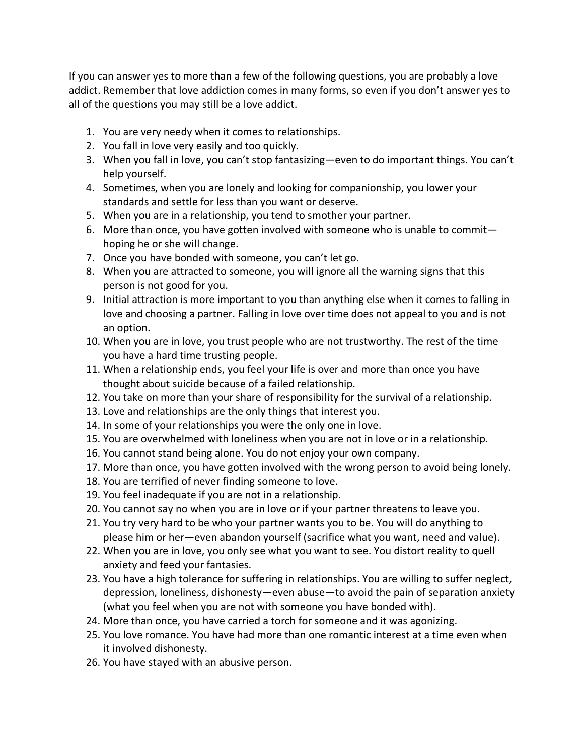If you can answer yes to more than a few of the following questions, you are probably a love addict. Remember that love addiction comes in many forms, so even if you don't answer yes to all of the questions you may still be a love addict.

1. You are very needy when it comes to relationships.
2. You fall in love very easily and too quickly.
3. When you fall in love, you can't stop fantasizing—even to do important things. You can't help yourself.
4. Sometimes, when you are lonely and looking for companionship, you lower your standards and settle for less than you want or deserve.
5. When you are in a relationship, you tend to smother your partner.
6. More than once, you have gotten involved with someone who is unable to commit—hoping he or she will change.
7. Once you have bonded with someone, you can't let go.
8. When you are attracted to someone, you will ignore all the warning signs that this person is not good for you.
9. Initial attraction is more important to you than anything else when it comes to falling in love and choosing a partner. Falling in love over time does not appeal to you and is not an option.
10. When you are in love, you trust people who are not trustworthy. The rest of the time you have a hard time trusting people.
11. When a relationship ends, you feel your life is over and more than once you have thought about suicide because of a failed relationship.
12. You take on more than your share of responsibility for the survival of a relationship.
13. Love and relationships are the only things that interest you.
14. In some of your relationships you were the only one in love.
15. You are overwhelmed with loneliness when you are not in love or in a relationship.
16. You cannot stand being alone. You do not enjoy your own company.
17. More than once, you have gotten involved with the wrong person to avoid being lonely.
18. You are terrified of never finding someone to love.
19. You feel inadequate if you are not in a relationship.
20. You cannot say no when you are in love or if your partner threatens to leave you.
21. You try very hard to be who your partner wants you to be. You will do anything to please him or her—even abandon yourself (sacrifice what you want, need and value).
22. When you are in love, you only see what you want to see. You distort reality to quell anxiety and feed your fantasies.
23. You have a high tolerance for suffering in relationships. You are willing to suffer neglect, depression, loneliness, dishonesty—even abuse—to avoid the pain of separation anxiety (what you feel when you are not with someone you have bonded with).
24. More than once, you have carried a torch for someone and it was agonizing.
25. You love romance. You have had more than one romantic interest at a time even when it involved dishonesty.
26. You have stayed with an abusive person.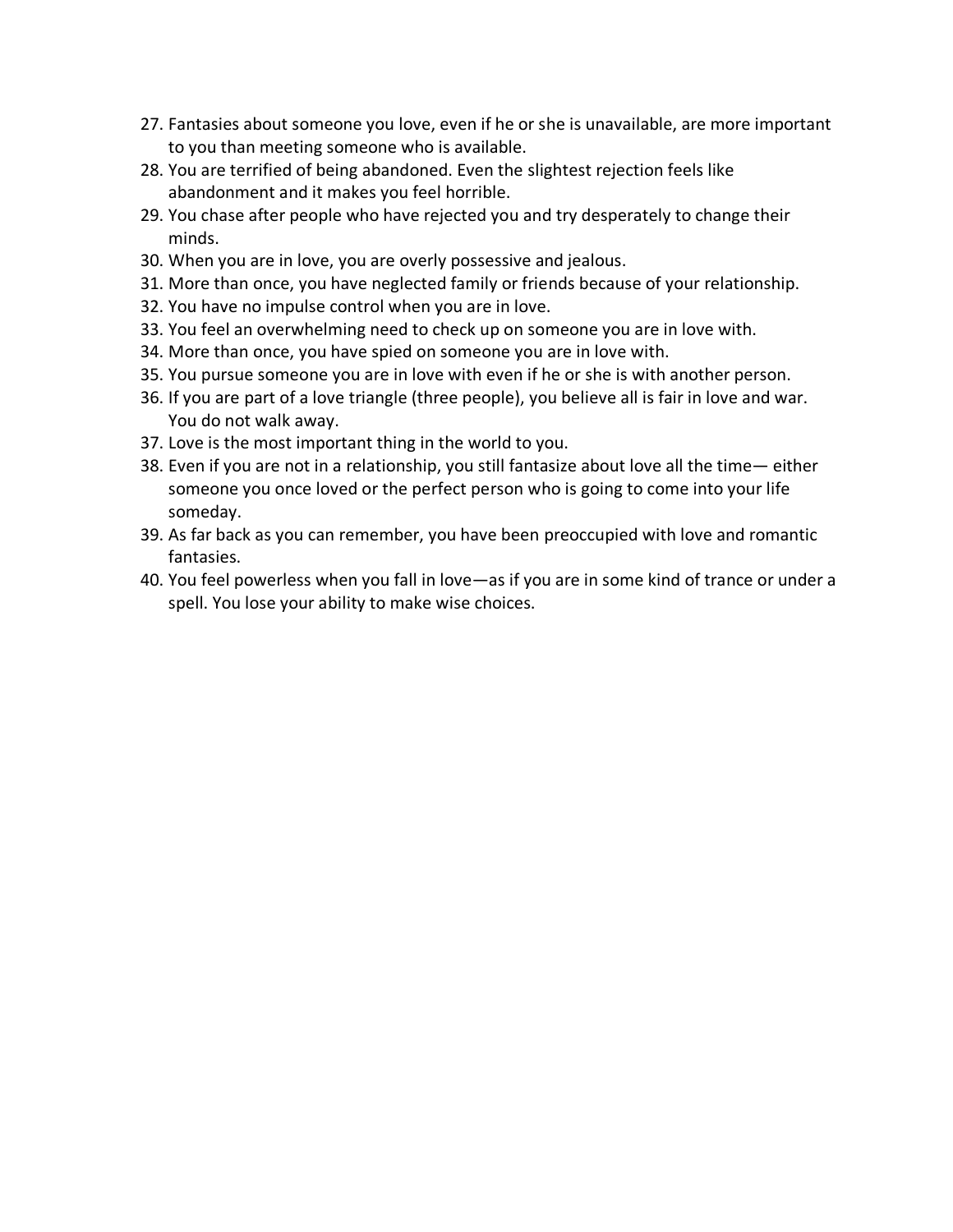27. Fantasies about someone you love, even if he or she is unavailable, are more important to you than meeting someone who is available.
28. You are terrified of being abandoned. Even the slightest rejection feels like abandonment and it makes you feel horrible.
29. You chase after people who have rejected you and try desperately to change their minds.
30. When you are in love, you are overly possessive and jealous.
31. More than once, you have neglected family or friends because of your relationship.
32. You have no impulse control when you are in love.
33. You feel an overwhelming need to check up on someone you are in love with.
34. More than once, you have spied on someone you are in love with.
35. You pursue someone you are in love with even if he or she is with another person.
36. If you are part of a love triangle (three people), you believe all is fair in love and war. You do not walk away.
37. Love is the most important thing in the world to you.
38. Even if you are not in a relationship, you still fantasize about love all the time— either someone you once loved or the perfect person who is going to come into your life someday.
39. As far back as you can remember, you have been preoccupied with love and romantic fantasies.
40. You feel powerless when you fall in love—as if you are in some kind of trance or under a spell. You lose your ability to make wise choices.